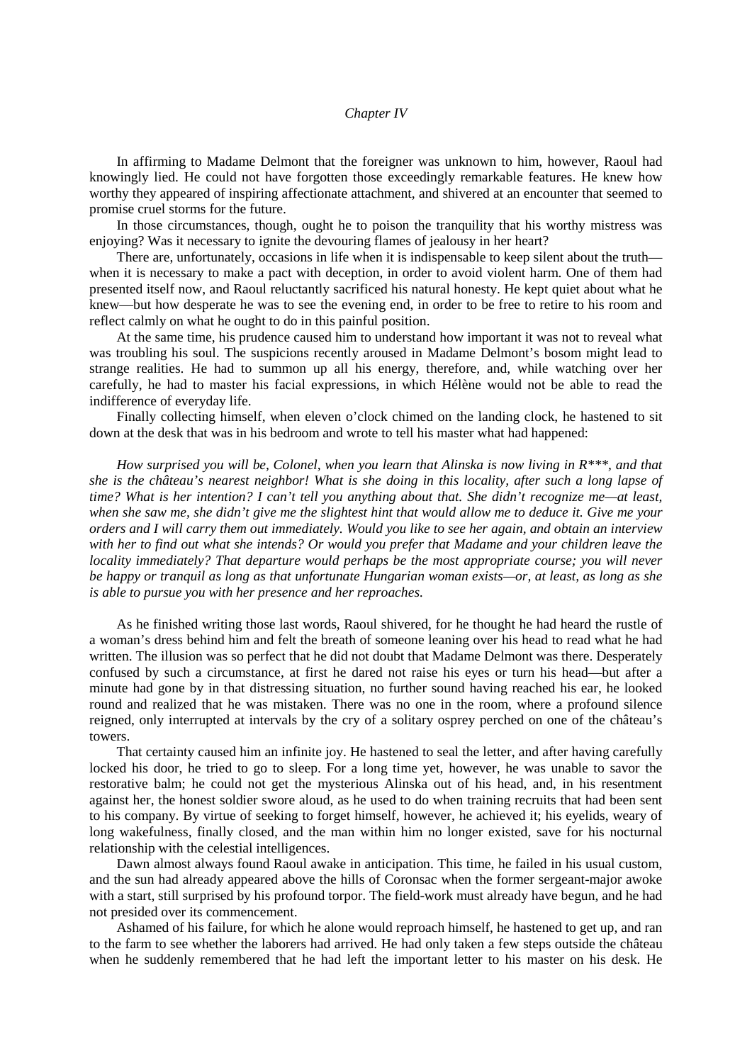*Chapter IV*

In affirming to Madame Delmont that the foreigner was unknown to him, however, Raoul had knowingly lied. He could not have forgotten those exceedingly remarkable features. He knew how worthy they appeared of inspiring affectionate attachment, and shivered at an encounter that seemed to promise cruel storms for the future.

In those circumstances, though, ought he to poison the tranquility that his worthy mistress was enjoying? Was it necessary to ignite the devouring flames of jealousy in her heart?

There are, unfortunately, occasions in life when it is indispensable to keep silent about the truth—when it is necessary to make a pact with deception, in order to avoid violent harm. One of them had presented itself now, and Raoul reluctantly sacrificed his natural honesty. He kept quiet about what he knew—but how desperate he was to see the evening end, in order to be free to retire to his room and reflect calmly on what he ought to do in this painful position.

At the same time, his prudence caused him to understand how important it was not to reveal what was troubling his soul. The suspicions recently aroused in Madame Delmont's bosom might lead to strange realities. He had to summon up all his energy, therefore, and, while watching over her carefully, he had to master his facial expressions, in which Hélène would not be able to read the indifference of everyday life.

Finally collecting himself, when eleven o'clock chimed on the landing clock, he hastened to sit down at the desk that was in his bedroom and wrote to tell his master what had happened:

*How surprised you will be, Colonel, when you learn that Alinska is now living in R\*\*\*, and that she is the château's nearest neighbor! What is she doing in this locality, after such a long lapse of time? What is her intention? I can't tell you anything about that. She didn't recognize me—at least, when she saw me, she didn't give me the slightest hint that would allow me to deduce it. Give me your orders and I will carry them out immediately. Would you like to see her again, and obtain an interview with her to find out what she intends? Or would you prefer that Madame and your children leave the locality immediately? That departure would perhaps be the most appropriate course; you will never be happy or tranquil as long as that unfortunate Hungarian woman exists—or, at least, as long as she is able to pursue you with her presence and her reproaches.*

As he finished writing those last words, Raoul shivered, for he thought he had heard the rustle of a woman's dress behind him and felt the breath of someone leaning over his head to read what he had written. The illusion was so perfect that he did not doubt that Madame Delmont was there. Desperately confused by such a circumstance, at first he dared not raise his eyes or turn his head—but after a minute had gone by in that distressing situation, no further sound having reached his ear, he looked round and realized that he was mistaken. There was no one in the room, where a profound silence reigned, only interrupted at intervals by the cry of a solitary osprey perched on one of the château's towers.

That certainty caused him an infinite joy. He hastened to seal the letter, and after having carefully locked his door, he tried to go to sleep. For a long time yet, however, he was unable to savor the restorative balm; he could not get the mysterious Alinska out of his head, and, in his resentment against her, the honest soldier swore aloud, as he used to do when training recruits that had been sent to his company. By virtue of seeking to forget himself, however, he achieved it; his eyelids, weary of long wakefulness, finally closed, and the man within him no longer existed, save for his nocturnal relationship with the celestial intelligences.

Dawn almost always found Raoul awake in anticipation. This time, he failed in his usual custom, and the sun had already appeared above the hills of Coronsac when the former sergeant-major awoke with a start, still surprised by his profound torpor. The field-work must already have begun, and he had not presided over its commencement.

Ashamed of his failure, for which he alone would reproach himself, he hastened to get up, and ran to the farm to see whether the laborers had arrived. He had only taken a few steps outside the château when he suddenly remembered that he had left the important letter to his master on his desk. He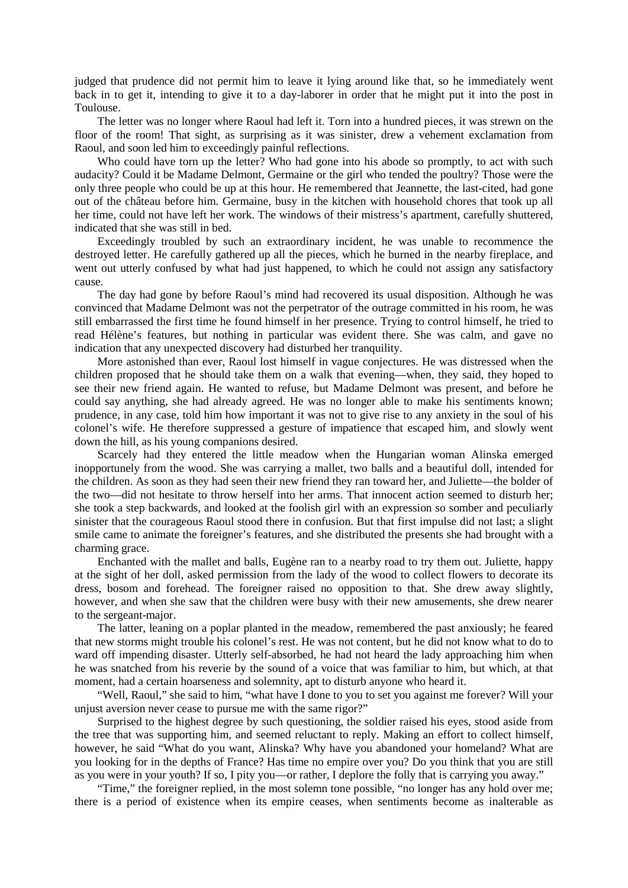judged that prudence did not permit him to leave it lying around like that, so he immediately went back in to get it, intending to give it to a day-laborer in order that he might put it into the post in Toulouse.

The letter was no longer where Raoul had left it. Torn into a hundred pieces, it was strewn on the floor of the room! That sight, as surprising as it was sinister, drew a vehement exclamation from Raoul, and soon led him to exceedingly painful reflections.

Who could have torn up the letter? Who had gone into his abode so promptly, to act with such audacity? Could it be Madame Delmont, Germaine or the girl who tended the poultry? Those were the only three people who could be up at this hour. He remembered that Jeannette, the last-cited, had gone out of the château before him. Germaine, busy in the kitchen with household chores that took up all her time, could not have left her work. The windows of their mistress's apartment, carefully shuttered, indicated that she was still in bed.

Exceedingly troubled by such an extraordinary incident, he was unable to recommence the destroyed letter. He carefully gathered up all the pieces, which he burned in the nearby fireplace, and went out utterly confused by what had just happened, to which he could not assign any satisfactory cause.

The day had gone by before Raoul's mind had recovered its usual disposition. Although he was convinced that Madame Delmont was not the perpetrator of the outrage committed in his room, he was still embarrassed the first time he found himself in her presence. Trying to control himself, he tried to read Hélène's features, but nothing in particular was evident there. She was calm, and gave no indication that any unexpected discovery had disturbed her tranquility.

More astonished than ever, Raoul lost himself in vague conjectures. He was distressed when the children proposed that he should take them on a walk that evening—when, they said, they hoped to see their new friend again. He wanted to refuse, but Madame Delmont was present, and before he could say anything, she had already agreed. He was no longer able to make his sentiments known; prudence, in any case, told him how important it was not to give rise to any anxiety in the soul of his colonel's wife. He therefore suppressed a gesture of impatience that escaped him, and slowly went down the hill, as his young companions desired.

Scarcely had they entered the little meadow when the Hungarian woman Alinska emerged inopportunely from the wood. She was carrying a mallet, two balls and a beautiful doll, intended for the children. As soon as they had seen their new friend they ran toward her, and Juliette—the bolder of the two—did not hesitate to throw herself into her arms. That innocent action seemed to disturb her; she took a step backwards, and looked at the foolish girl with an expression so somber and peculiarly sinister that the courageous Raoul stood there in confusion. But that first impulse did not last; a slight smile came to animate the foreigner's features, and she distributed the presents she had brought with a charming grace.

Enchanted with the mallet and balls, Eugène ran to a nearby road to try them out. Juliette, happy at the sight of her doll, asked permission from the lady of the wood to collect flowers to decorate its dress, bosom and forehead. The foreigner raised no opposition to that. She drew away slightly, however, and when she saw that the children were busy with their new amusements, she drew nearer to the sergeant-major.

The latter, leaning on a poplar planted in the meadow, remembered the past anxiously; he feared that new storms might trouble his colonel's rest. He was not content, but he did not know what to do to ward off impending disaster. Utterly self-absorbed, he had not heard the lady approaching him when he was snatched from his reverie by the sound of a voice that was familiar to him, but which, at that moment, had a certain hoarseness and solemnity, apt to disturb anyone who heard it.

"Well, Raoul," she said to him, "what have I done to you to set you against me forever? Will your unjust aversion never cease to pursue me with the same rigor?"

Surprised to the highest degree by such questioning, the soldier raised his eyes, stood aside from the tree that was supporting him, and seemed reluctant to reply. Making an effort to collect himself, however, he said "What do you want, Alinska? Why have you abandoned your homeland? What are you looking for in the depths of France? Has time no empire over you? Do you think that you are still as you were in your youth? If so, I pity you—or rather, I deplore the folly that is carrying you away."

"Time," the foreigner replied, in the most solemn tone possible, "no longer has any hold over me; there is a period of existence when its empire ceases, when sentiments become as inalterable as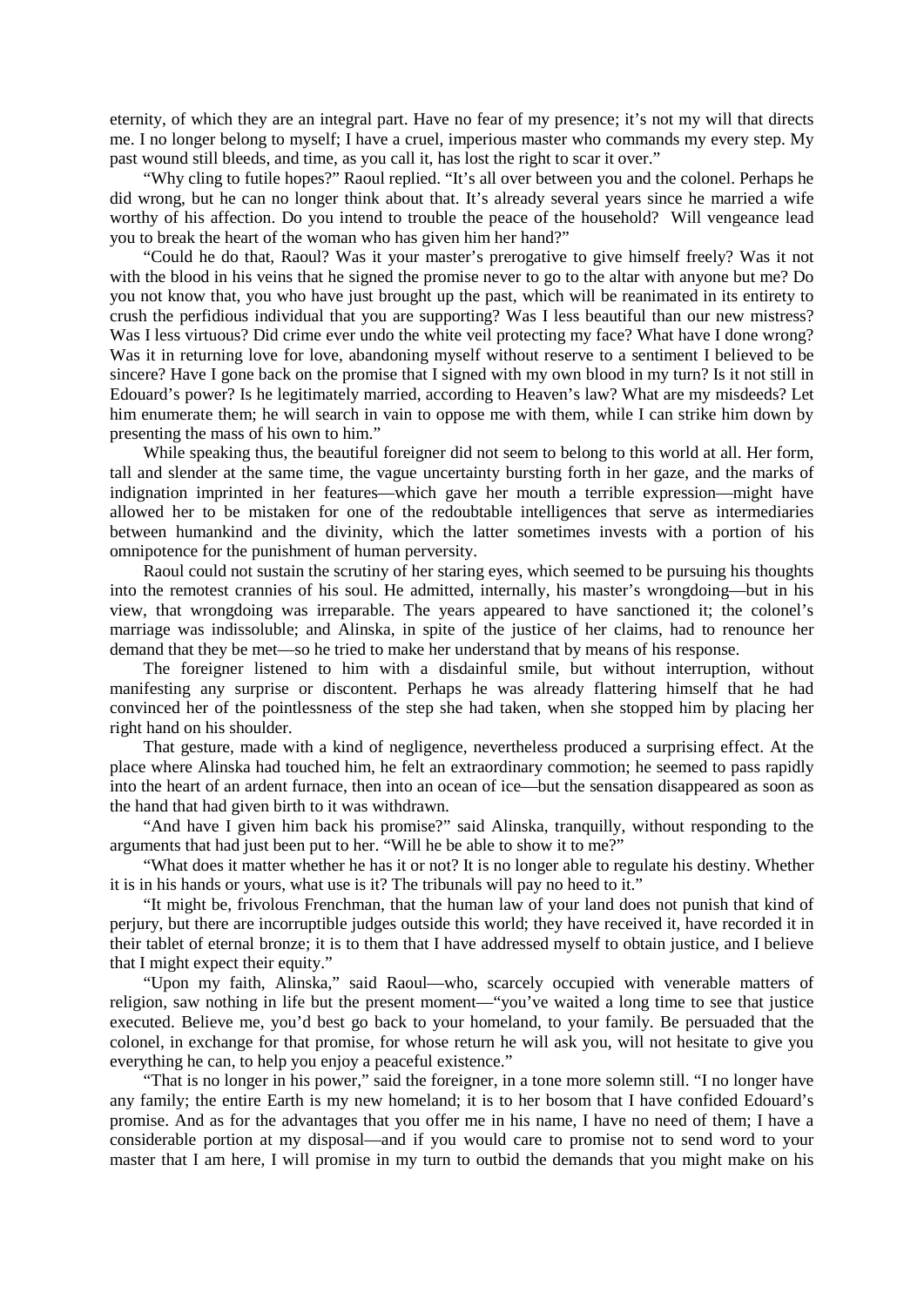eternity, of which they are an integral part. Have no fear of my presence; it's not my will that directs me. I no longer belong to myself; I have a cruel, imperious master who commands my every step. My past wound still bleeds, and time, as you call it, has lost the right to scar it over."

"Why cling to futile hopes?" Raoul replied. "It's all over between you and the colonel. Perhaps he did wrong, but he can no longer think about that. It's already several years since he married a wife worthy of his affection. Do you intend to trouble the peace of the household? Will vengeance lead you to break the heart of the woman who has given him her hand?"

"Could he do that, Raoul? Was it your master's prerogative to give himself freely? Was it not with the blood in his veins that he signed the promise never to go to the altar with anyone but me? Do you not know that, you who have just brought up the past, which will be reanimated in its entirety to crush the perfidious individual that you are supporting? Was I less beautiful than our new mistress? Was I less virtuous? Did crime ever undo the white veil protecting my face? What have I done wrong? Was it in returning love for love, abandoning myself without reserve to a sentiment I believed to be sincere? Have I gone back on the promise that I signed with my own blood in my turn? Is it not still in Edouard's power? Is he legitimately married, according to Heaven's law? What are my misdeeds? Let him enumerate them; he will search in vain to oppose me with them, while I can strike him down by presenting the mass of his own to him."

While speaking thus, the beautiful foreigner did not seem to belong to this world at all. Her form, tall and slender at the same time, the vague uncertainty bursting forth in her gaze, and the marks of indignation imprinted in her features—which gave her mouth a terrible expression—might have allowed her to be mistaken for one of the redoubtable intelligences that serve as intermediaries between humankind and the divinity, which the latter sometimes invests with a portion of his omnipotence for the punishment of human perversity.

Raoul could not sustain the scrutiny of her staring eyes, which seemed to be pursuing his thoughts into the remotest crannies of his soul. He admitted, internally, his master's wrongdoing—but in his view, that wrongdoing was irreparable. The years appeared to have sanctioned it; the colonel's marriage was indissoluble; and Alinska, in spite of the justice of her claims, had to renounce her demand that they be met—so he tried to make her understand that by means of his response.

The foreigner listened to him with a disdainful smile, but without interruption, without manifesting any surprise or discontent. Perhaps he was already flattering himself that he had convinced her of the pointlessness of the step she had taken, when she stopped him by placing her right hand on his shoulder.

That gesture, made with a kind of negligence, nevertheless produced a surprising effect. At the place where Alinska had touched him, he felt an extraordinary commotion; he seemed to pass rapidly into the heart of an ardent furnace, then into an ocean of ice—but the sensation disappeared as soon as the hand that had given birth to it was withdrawn.

"And have I given him back his promise?" said Alinska, tranquilly, without responding to the arguments that had just been put to her. "Will he be able to show it to me?"

"What does it matter whether he has it or not? It is no longer able to regulate his destiny. Whether it is in his hands or yours, what use is it? The tribunals will pay no heed to it."

"It might be, frivolous Frenchman, that the human law of your land does not punish that kind of perjury, but there are incorruptible judges outside this world; they have received it, have recorded it in their tablet of eternal bronze; it is to them that I have addressed myself to obtain justice, and I believe that I might expect their equity."

"Upon my faith, Alinska," said Raoul—who, scarcely occupied with venerable matters of religion, saw nothing in life but the present moment—"you've waited a long time to see that justice executed. Believe me, you'd best go back to your homeland, to your family. Be persuaded that the colonel, in exchange for that promise, for whose return he will ask you, will not hesitate to give you everything he can, to help you enjoy a peaceful existence."

"That is no longer in his power," said the foreigner, in a tone more solemn still. "I no longer have any family; the entire Earth is my new homeland; it is to her bosom that I have confided Edouard's promise. And as for the advantages that you offer me in his name, I have no need of them; I have a considerable portion at my disposal—and if you would care to promise not to send word to your master that I am here, I will promise in my turn to outbid the demands that you might make on his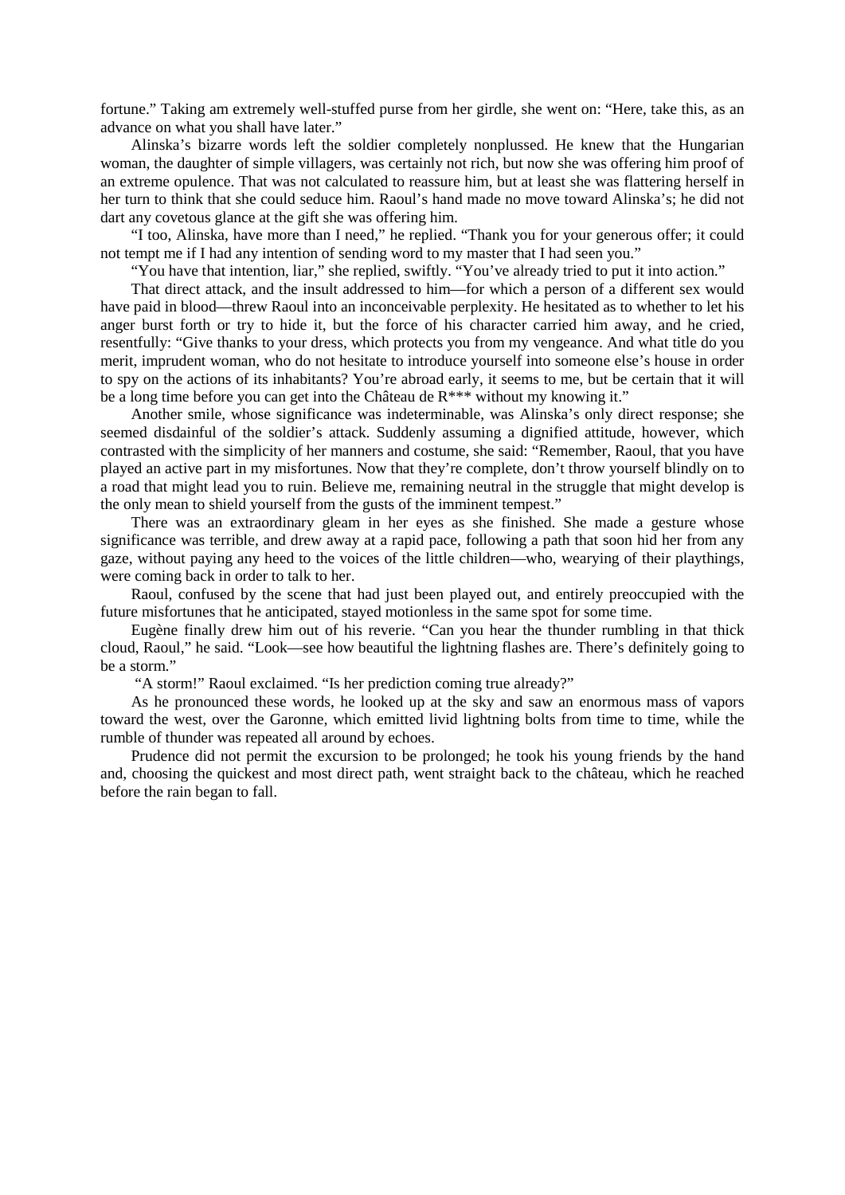fortune." Taking am extremely well-stuffed purse from her girdle, she went on: "Here, take this, as an advance on what you shall have later."

Alinska's bizarre words left the soldier completely nonplussed. He knew that the Hungarian woman, the daughter of simple villagers, was certainly not rich, but now she was offering him proof of an extreme opulence. That was not calculated to reassure him, but at least she was flattering herself in her turn to think that she could seduce him. Raoul's hand made no move toward Alinska's; he did not dart any covetous glance at the gift she was offering him.

"I too, Alinska, have more than I need," he replied. "Thank you for your generous offer; it could not tempt me if I had any intention of sending word to my master that I had seen you."

"You have that intention, liar," she replied, swiftly. "You've already tried to put it into action."

That direct attack, and the insult addressed to him—for which a person of a different sex would have paid in blood—threw Raoul into an inconceivable perplexity. He hesitated as to whether to let his anger burst forth or try to hide it, but the force of his character carried him away, and he cried, resentfully: "Give thanks to your dress, which protects you from my vengeance. And what title do you merit, imprudent woman, who do not hesitate to introduce yourself into someone else's house in order to spy on the actions of its inhabitants? You're abroad early, it seems to me, but be certain that it will be a long time before you can get into the Château de R*** without my knowing it."

Another smile, whose significance was indeterminable, was Alinska's only direct response; she seemed disdainful of the soldier's attack. Suddenly assuming a dignified attitude, however, which contrasted with the simplicity of her manners and costume, she said: "Remember, Raoul, that you have played an active part in my misfortunes. Now that they're complete, don't throw yourself blindly on to a road that might lead you to ruin. Believe me, remaining neutral in the struggle that might develop is the only mean to shield yourself from the gusts of the imminent tempest."

There was an extraordinary gleam in her eyes as she finished. She made a gesture whose significance was terrible, and drew away at a rapid pace, following a path that soon hid her from any gaze, without paying any heed to the voices of the little children—who, wearying of their playthings, were coming back in order to talk to her.

Raoul, confused by the scene that had just been played out, and entirely preoccupied with the future misfortunes that he anticipated, stayed motionless in the same spot for some time.

Eugène finally drew him out of his reverie. "Can you hear the thunder rumbling in that thick cloud, Raoul," he said. "Look—see how beautiful the lightning flashes are. There's definitely going to be a storm."

"A storm!" Raoul exclaimed. "Is her prediction coming true already?"

As he pronounced these words, he looked up at the sky and saw an enormous mass of vapors toward the west, over the Garonne, which emitted livid lightning bolts from time to time, while the rumble of thunder was repeated all around by echoes.

Prudence did not permit the excursion to be prolonged; he took his young friends by the hand and, choosing the quickest and most direct path, went straight back to the château, which he reached before the rain began to fall.